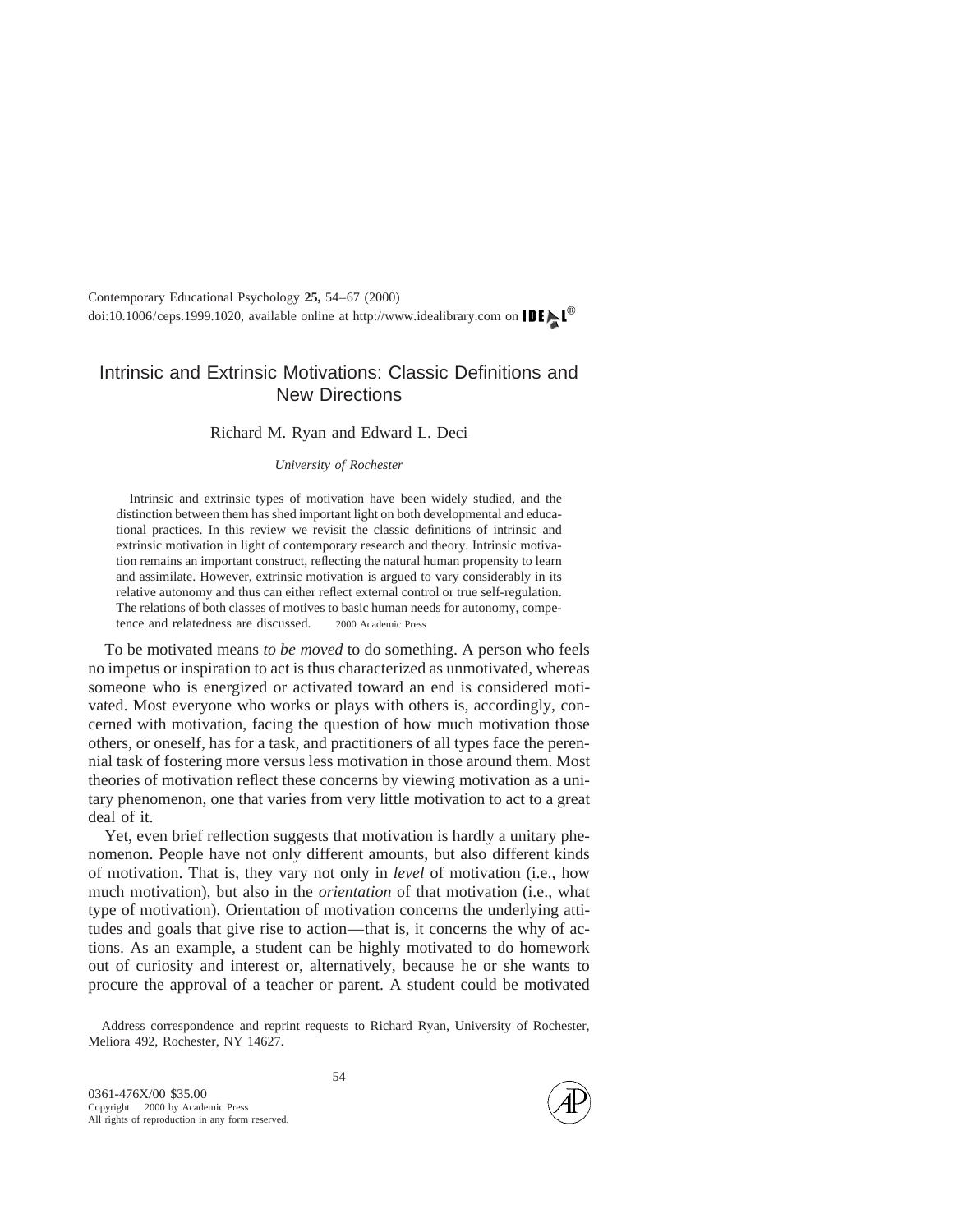Contemporary Educational Psychology **25,** 54–67 (2000)
doi:10.1006/ceps.1999.1020, available online at http://www.idealibrary.com on IDEAL®

# Intrinsic and Extrinsic Motivations: Classic Definitions and New Directions

Richard M. Ryan and Edward L. Deci

*University of Rochester*

Intrinsic and extrinsic types of motivation have been widely studied, and the distinction between them has shed important light on both developmental and educational practices. In this review we revisit the classic definitions of intrinsic and extrinsic motivation in light of contemporary research and theory. Intrinsic motivation remains an important construct, reflecting the natural human propensity to learn and assimilate. However, extrinsic motivation is argued to vary considerably in its relative autonomy and thus can either reflect external control or true self-regulation. The relations of both classes of motives to basic human needs for autonomy, competence and relatedness are discussed. © 2000 Academic Press

To be motivated means *to be moved* to do something. A person who feels no impetus or inspiration to act is thus characterized as unmotivated, whereas someone who is energized or activated toward an end is considered motivated. Most everyone who works or plays with others is, accordingly, concerned with motivation, facing the question of how much motivation those others, or oneself, has for a task, and practitioners of all types face the perennial task of fostering more versus less motivation in those around them. Most theories of motivation reflect these concerns by viewing motivation as a unitary phenomenon, one that varies from very little motivation to act to a great deal of it.

Yet, even brief reflection suggests that motivation is hardly a unitary phenomenon. People have not only different amounts, but also different kinds of motivation. That is, they vary not only in *level* of motivation (i.e., how much motivation), but also in the *orientation* of that motivation (i.e., what type of motivation). Orientation of motivation concerns the underlying attitudes and goals that give rise to action—that is, it concerns the why of actions. As an example, a student can be highly motivated to do homework out of curiosity and interest or, alternatively, because he or she wants to procure the approval of a teacher or parent. A student could be motivated

Address correspondence and reprint requests to Richard Ryan, University of Rochester, Meliora 492, Rochester, NY 14627.

0361-476X/00 $35.00
Copyright © 2000 by Academic Press
All rights of reproduction in any form reserved.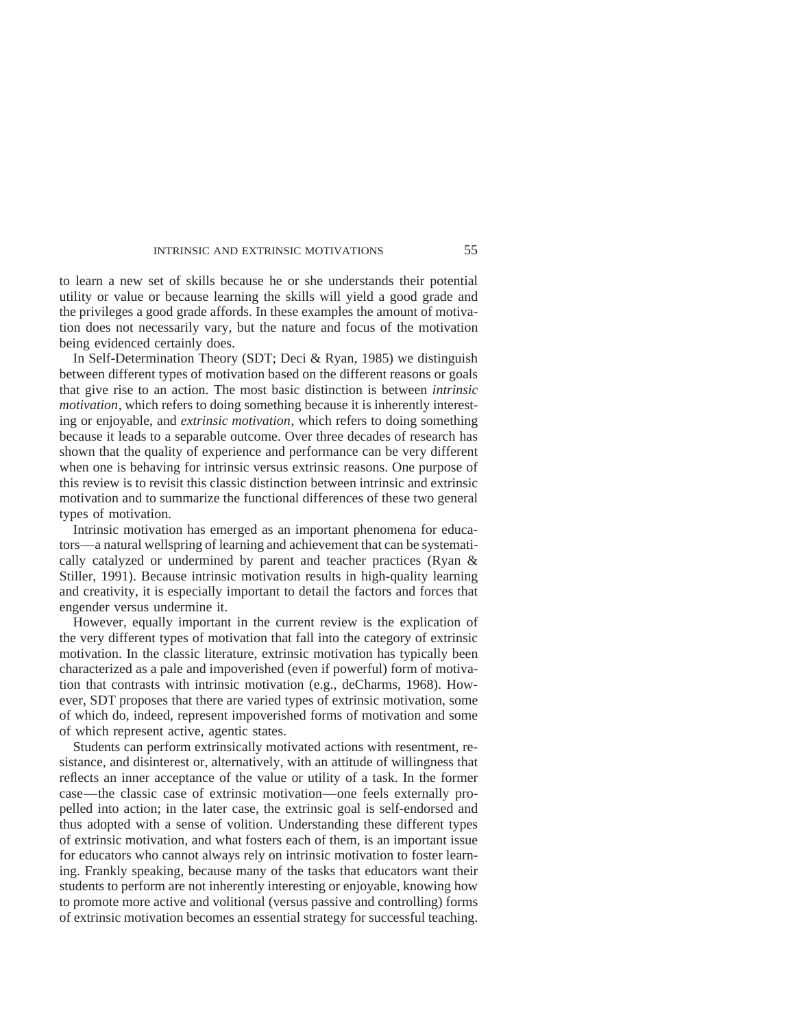to learn a new set of skills because he or she understands their potential utility or value or because learning the skills will yield a good grade and the privileges a good grade affords. In these examples the amount of motivation does not necessarily vary, but the nature and focus of the motivation being evidenced certainly does.

In Self-Determination Theory (SDT; Deci & Ryan, 1985) we distinguish between different types of motivation based on the different reasons or goals that give rise to an action. The most basic distinction is between *intrinsic motivation*, which refers to doing something because it is inherently interesting or enjoyable, and *extrinsic motivation*, which refers to doing something because it leads to a separable outcome. Over three decades of research has shown that the quality of experience and performance can be very different when one is behaving for intrinsic versus extrinsic reasons. One purpose of this review is to revisit this classic distinction between intrinsic and extrinsic motivation and to summarize the functional differences of these two general types of motivation.

Intrinsic motivation has emerged as an important phenomena for educators—a natural wellspring of learning and achievement that can be systematically catalyzed or undermined by parent and teacher practices (Ryan & Stiller, 1991). Because intrinsic motivation results in high-quality learning and creativity, it is especially important to detail the factors and forces that engender versus undermine it.

However, equally important in the current review is the explication of the very different types of motivation that fall into the category of extrinsic motivation. In the classic literature, extrinsic motivation has typically been characterized as a pale and impoverished (even if powerful) form of motivation that contrasts with intrinsic motivation (e.g., deCharms, 1968). However, SDT proposes that there are varied types of extrinsic motivation, some of which do, indeed, represent impoverished forms of motivation and some of which represent active, agentic states.

Students can perform extrinsically motivated actions with resentment, resistance, and disinterest or, alternatively, with an attitude of willingness that reflects an inner acceptance of the value or utility of a task. In the former case—the classic case of extrinsic motivation—one feels externally propelled into action; in the later case, the extrinsic goal is self-endorsed and thus adopted with a sense of volition. Understanding these different types of extrinsic motivation, and what fosters each of them, is an important issue for educators who cannot always rely on intrinsic motivation to foster learning. Frankly speaking, because many of the tasks that educators want their students to perform are not inherently interesting or enjoyable, knowing how to promote more active and volitional (versus passive and controlling) forms of extrinsic motivation becomes an essential strategy for successful teaching.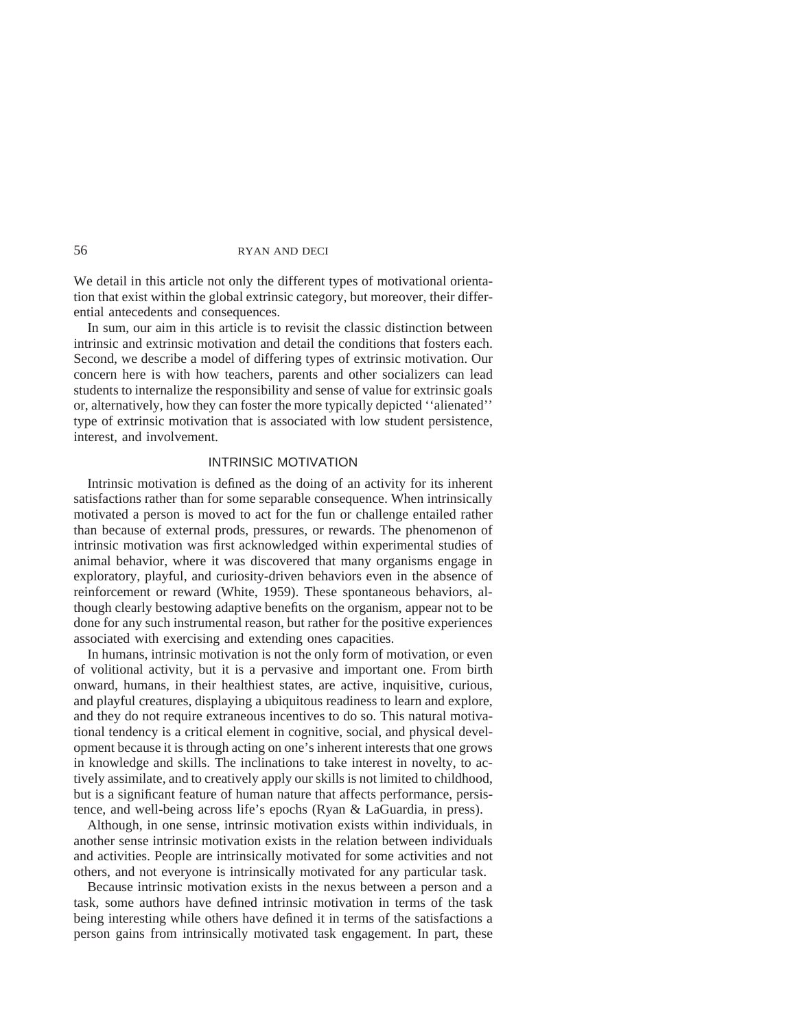We detail in this article not only the different types of motivational orientation that exist within the global extrinsic category, but moreover, their differential antecedents and consequences.

In sum, our aim in this article is to revisit the classic distinction between intrinsic and extrinsic motivation and detail the conditions that fosters each. Second, we describe a model of differing types of extrinsic motivation. Our concern here is with how teachers, parents and other socializers can lead students to internalize the responsibility and sense of value for extrinsic goals or, alternatively, how they can foster the more typically depicted ''alienated'' type of extrinsic motivation that is associated with low student persistence, interest, and involvement.

## INTRINSIC MOTIVATION

Intrinsic motivation is defined as the doing of an activity for its inherent satisfactions rather than for some separable consequence. When intrinsically motivated a person is moved to act for the fun or challenge entailed rather than because of external prods, pressures, or rewards. The phenomenon of intrinsic motivation was first acknowledged within experimental studies of animal behavior, where it was discovered that many organisms engage in exploratory, playful, and curiosity-driven behaviors even in the absence of reinforcement or reward (White, 1959). These spontaneous behaviors, although clearly bestowing adaptive benefits on the organism, appear not to be done for any such instrumental reason, but rather for the positive experiences associated with exercising and extending ones capacities.

In humans, intrinsic motivation is not the only form of motivation, or even of volitional activity, but it is a pervasive and important one. From birth onward, humans, in their healthiest states, are active, inquisitive, curious, and playful creatures, displaying a ubiquitous readiness to learn and explore, and they do not require extraneous incentives to do so. This natural motivational tendency is a critical element in cognitive, social, and physical development because it is through acting on one's inherent interests that one grows in knowledge and skills. The inclinations to take interest in novelty, to actively assimilate, and to creatively apply our skills is not limited to childhood, but is a significant feature of human nature that affects performance, persistence, and well-being across life's epochs (Ryan & LaGuardia, in press).

Although, in one sense, intrinsic motivation exists within individuals, in another sense intrinsic motivation exists in the relation between individuals and activities. People are intrinsically motivated for some activities and not others, and not everyone is intrinsically motivated for any particular task.

Because intrinsic motivation exists in the nexus between a person and a task, some authors have defined intrinsic motivation in terms of the task being interesting while others have defined it in terms of the satisfactions a person gains from intrinsically motivated task engagement. In part, these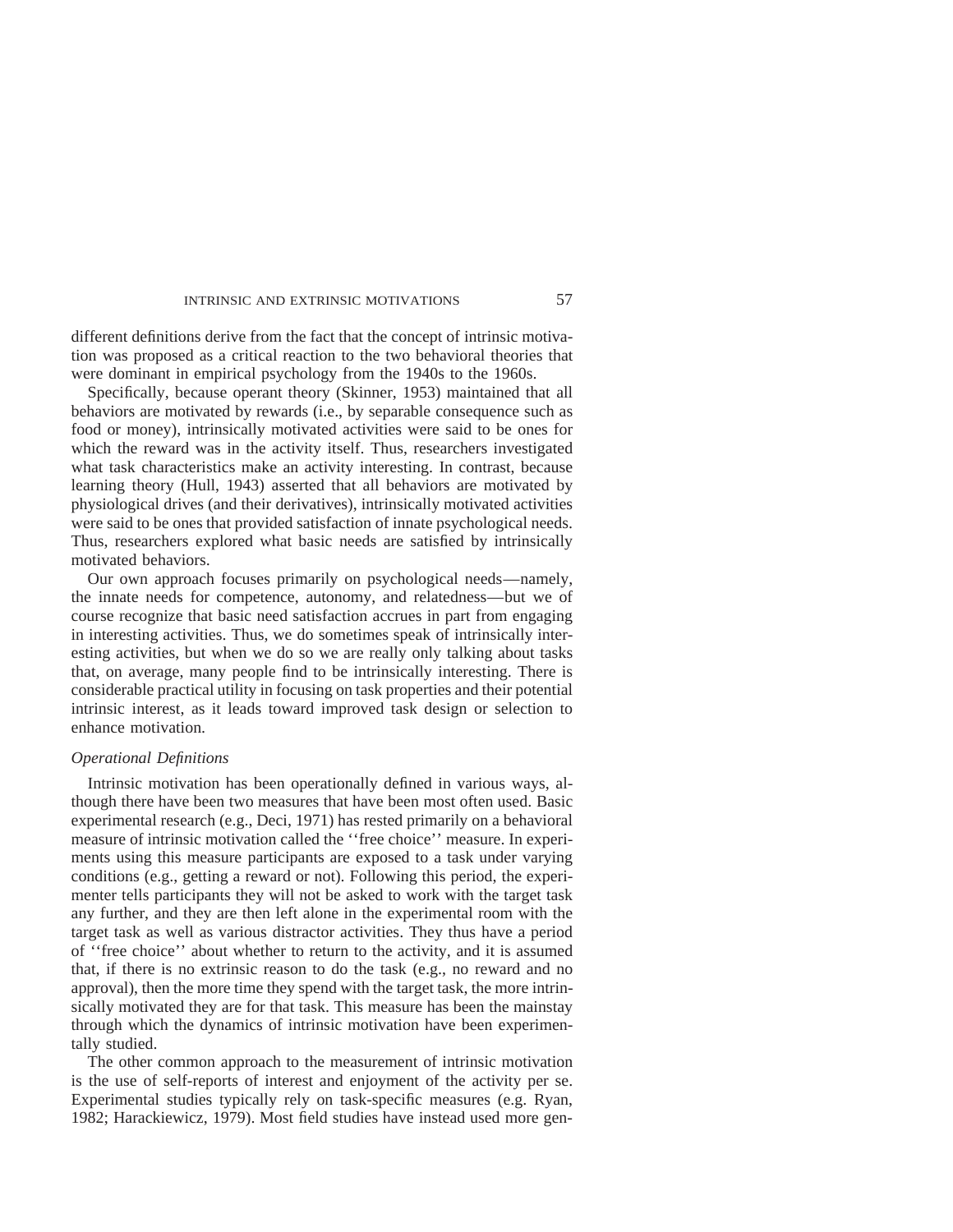different definitions derive from the fact that the concept of intrinsic motivation was proposed as a critical reaction to the two behavioral theories that were dominant in empirical psychology from the 1940s to the 1960s.

Specifically, because operant theory (Skinner, 1953) maintained that all behaviors are motivated by rewards (i.e., by separable consequence such as food or money), intrinsically motivated activities were said to be ones for which the reward was in the activity itself. Thus, researchers investigated what task characteristics make an activity interesting. In contrast, because learning theory (Hull, 1943) asserted that all behaviors are motivated by physiological drives (and their derivatives), intrinsically motivated activities were said to be ones that provided satisfaction of innate psychological needs. Thus, researchers explored what basic needs are satisfied by intrinsically motivated behaviors.

Our own approach focuses primarily on psychological needs—namely, the innate needs for competence, autonomy, and relatedness—but we of course recognize that basic need satisfaction accrues in part from engaging in interesting activities. Thus, we do sometimes speak of intrinsically interesting activities, but when we do so we are really only talking about tasks that, on average, many people find to be intrinsically interesting. There is considerable practical utility in focusing on task properties and their potential intrinsic interest, as it leads toward improved task design or selection to enhance motivation.

*Operational Definitions*

Intrinsic motivation has been operationally defined in various ways, although there have been two measures that have been most often used. Basic experimental research (e.g., Deci, 1971) has rested primarily on a behavioral measure of intrinsic motivation called the ''free choice'' measure. In experiments using this measure participants are exposed to a task under varying conditions (e.g., getting a reward or not). Following this period, the experimenter tells participants they will not be asked to work with the target task any further, and they are then left alone in the experimental room with the target task as well as various distractor activities. They thus have a period of ''free choice'' about whether to return to the activity, and it is assumed that, if there is no extrinsic reason to do the task (e.g., no reward and no approval), then the more time they spend with the target task, the more intrinsically motivated they are for that task. This measure has been the mainstay through which the dynamics of intrinsic motivation have been experimentally studied.

The other common approach to the measurement of intrinsic motivation is the use of self-reports of interest and enjoyment of the activity per se. Experimental studies typically rely on task-specific measures (e.g. Ryan, 1982; Harackiewicz, 1979). Most field studies have instead used more gen-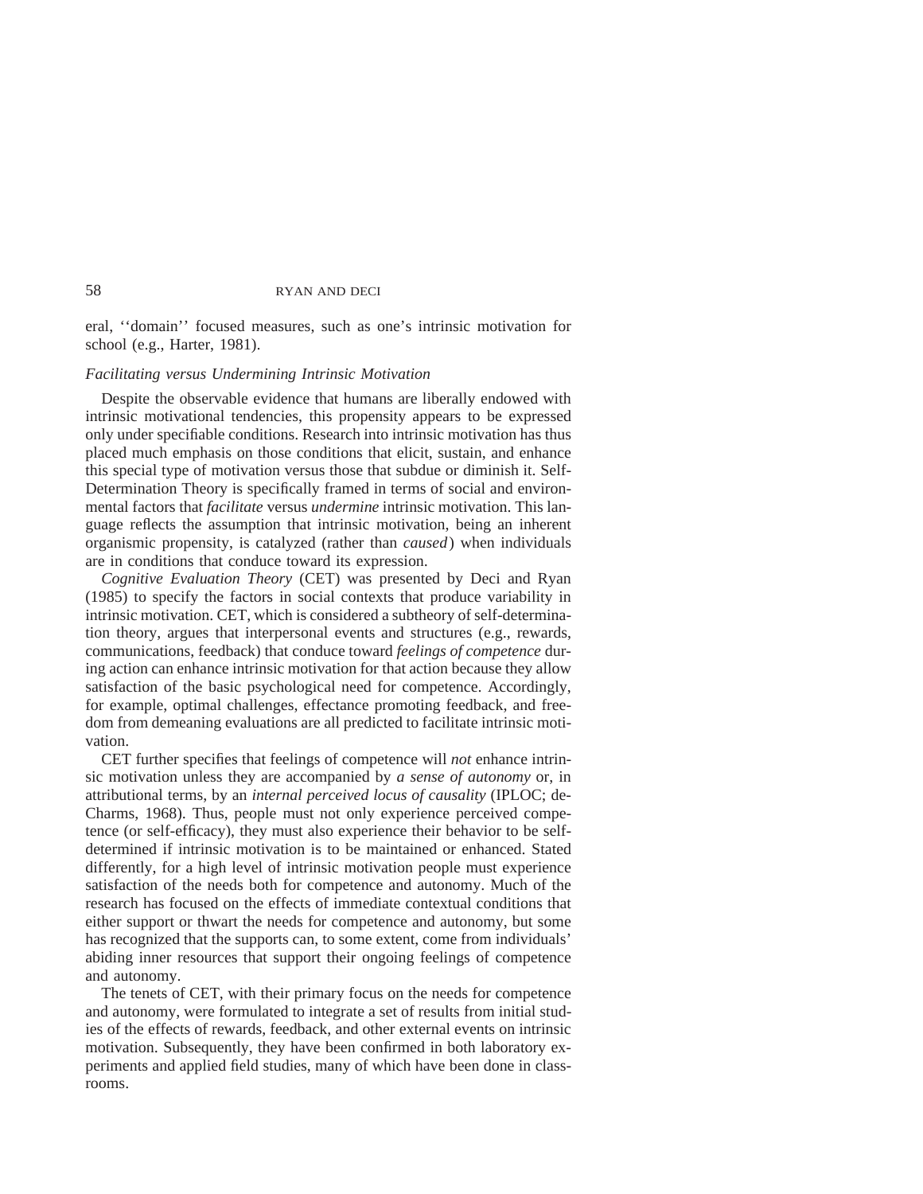eral, ''domain'' focused measures, such as one's intrinsic motivation for school (e.g., Harter, 1981).

### *Facilitating versus Undermining Intrinsic Motivation*

Despite the observable evidence that humans are liberally endowed with intrinsic motivational tendencies, this propensity appears to be expressed only under specifiable conditions. Research into intrinsic motivation has thus placed much emphasis on those conditions that elicit, sustain, and enhance this special type of motivation versus those that subdue or diminish it. Self-Determination Theory is specifically framed in terms of social and environmental factors that *facilitate* versus *undermine* intrinsic motivation. This language reflects the assumption that intrinsic motivation, being an inherent organismic propensity, is catalyzed (rather than *caused*) when individuals are in conditions that conduce toward its expression.

*Cognitive Evaluation Theory* (CET) was presented by Deci and Ryan (1985) to specify the factors in social contexts that produce variability in intrinsic motivation. CET, which is considered a subtheory of self-determination theory, argues that interpersonal events and structures (e.g., rewards, communications, feedback) that conduce toward *feelings of competence* during action can enhance intrinsic motivation for that action because they allow satisfaction of the basic psychological need for competence. Accordingly, for example, optimal challenges, effectance promoting feedback, and freedom from demeaning evaluations are all predicted to facilitate intrinsic motivation.

CET further specifies that feelings of competence will *not* enhance intrinsic motivation unless they are accompanied by *a sense of autonomy* or, in attributional terms, by an *internal perceived locus of causality* (IPLOC; deCharms, 1968). Thus, people must not only experience perceived competence (or self-efficacy), they must also experience their behavior to be self-determined if intrinsic motivation is to be maintained or enhanced. Stated differently, for a high level of intrinsic motivation people must experience satisfaction of the needs both for competence and autonomy. Much of the research has focused on the effects of immediate contextual conditions that either support or thwart the needs for competence and autonomy, but some has recognized that the supports can, to some extent, come from individuals' abiding inner resources that support their ongoing feelings of competence and autonomy.

The tenets of CET, with their primary focus on the needs for competence and autonomy, were formulated to integrate a set of results from initial studies of the effects of rewards, feedback, and other external events on intrinsic motivation. Subsequently, they have been confirmed in both laboratory experiments and applied field studies, many of which have been done in classrooms.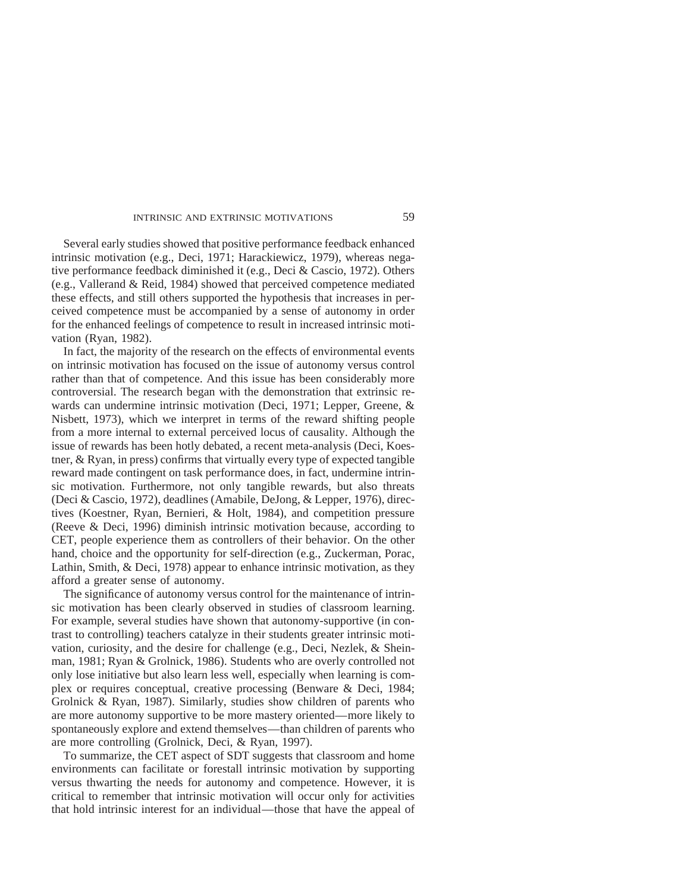Several early studies showed that positive performance feedback enhanced intrinsic motivation (e.g., Deci, 1971; Harackiewicz, 1979), whereas negative performance feedback diminished it (e.g., Deci & Cascio, 1972). Others (e.g., Vallerand & Reid, 1984) showed that perceived competence mediated these effects, and still others supported the hypothesis that increases in perceived competence must be accompanied by a sense of autonomy in order for the enhanced feelings of competence to result in increased intrinsic motivation (Ryan, 1982).

In fact, the majority of the research on the effects of environmental events on intrinsic motivation has focused on the issue of autonomy versus control rather than that of competence. And this issue has been considerably more controversial. The research began with the demonstration that extrinsic rewards can undermine intrinsic motivation (Deci, 1971; Lepper, Greene, & Nisbett, 1973), which we interpret in terms of the reward shifting people from a more internal to external perceived locus of causality. Although the issue of rewards has been hotly debated, a recent meta-analysis (Deci, Koestner, & Ryan, in press) confirms that virtually every type of expected tangible reward made contingent on task performance does, in fact, undermine intrinsic motivation. Furthermore, not only tangible rewards, but also threats (Deci & Cascio, 1972), deadlines (Amabile, DeJong, & Lepper, 1976), directives (Koestner, Ryan, Bernieri, & Holt, 1984), and competition pressure (Reeve & Deci, 1996) diminish intrinsic motivation because, according to CET, people experience them as controllers of their behavior. On the other hand, choice and the opportunity for self-direction (e.g., Zuckerman, Porac, Lathin, Smith, & Deci, 1978) appear to enhance intrinsic motivation, as they afford a greater sense of autonomy.

The significance of autonomy versus control for the maintenance of intrinsic motivation has been clearly observed in studies of classroom learning. For example, several studies have shown that autonomy-supportive (in contrast to controlling) teachers catalyze in their students greater intrinsic motivation, curiosity, and the desire for challenge (e.g., Deci, Nezlek, & Sheinman, 1981; Ryan & Grolnick, 1986). Students who are overly controlled not only lose initiative but also learn less well, especially when learning is complex or requires conceptual, creative processing (Benware & Deci, 1984; Grolnick & Ryan, 1987). Similarly, studies show children of parents who are more autonomy supportive to be more mastery oriented—more likely to spontaneously explore and extend themselves—than children of parents who are more controlling (Grolnick, Deci, & Ryan, 1997).

To summarize, the CET aspect of SDT suggests that classroom and home environments can facilitate or forestall intrinsic motivation by supporting versus thwarting the needs for autonomy and competence. However, it is critical to remember that intrinsic motivation will occur only for activities that hold intrinsic interest for an individual—those that have the appeal of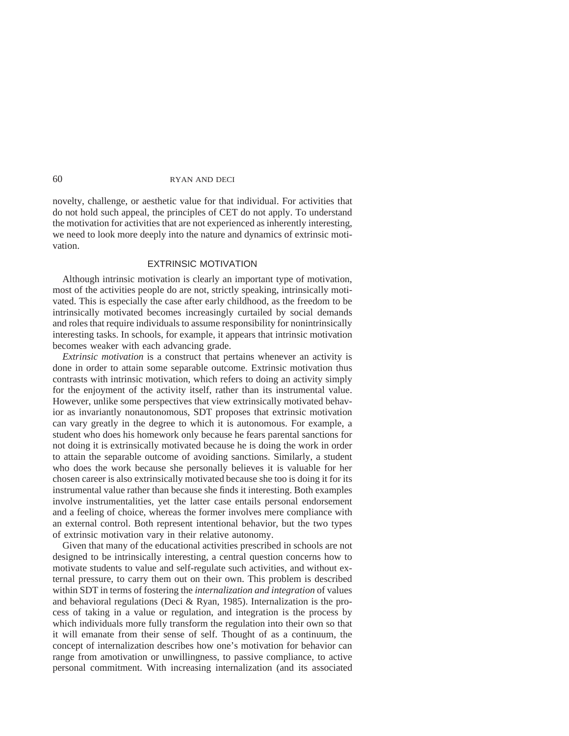novelty, challenge, or aesthetic value for that individual. For activities that do not hold such appeal, the principles of CET do not apply. To understand the motivation for activities that are not experienced as inherently interesting, we need to look more deeply into the nature and dynamics of extrinsic motivation.

## EXTRINSIC MOTIVATION

Although intrinsic motivation is clearly an important type of motivation, most of the activities people do are not, strictly speaking, intrinsically motivated. This is especially the case after early childhood, as the freedom to be intrinsically motivated becomes increasingly curtailed by social demands and roles that require individuals to assume responsibility for nonintrinsically interesting tasks. In schools, for example, it appears that intrinsic motivation becomes weaker with each advancing grade.

*Extrinsic motivation* is a construct that pertains whenever an activity is done in order to attain some separable outcome. Extrinsic motivation thus contrasts with intrinsic motivation, which refers to doing an activity simply for the enjoyment of the activity itself, rather than its instrumental value. However, unlike some perspectives that view extrinsically motivated behavior as invariantly nonautonomous, SDT proposes that extrinsic motivation can vary greatly in the degree to which it is autonomous. For example, a student who does his homework only because he fears parental sanctions for not doing it is extrinsically motivated because he is doing the work in order to attain the separable outcome of avoiding sanctions. Similarly, a student who does the work because she personally believes it is valuable for her chosen career is also extrinsically motivated because she too is doing it for its instrumental value rather than because she finds it interesting. Both examples involve instrumentalities, yet the latter case entails personal endorsement and a feeling of choice, whereas the former involves mere compliance with an external control. Both represent intentional behavior, but the two types of extrinsic motivation vary in their relative autonomy.

Given that many of the educational activities prescribed in schools are not designed to be intrinsically interesting, a central question concerns how to motivate students to value and self-regulate such activities, and without external pressure, to carry them out on their own. This problem is described within SDT in terms of fostering the *internalization and integration* of values and behavioral regulations (Deci & Ryan, 1985). Internalization is the process of taking in a value or regulation, and integration is the process by which individuals more fully transform the regulation into their own so that it will emanate from their sense of self. Thought of as a continuum, the concept of internalization describes how one's motivation for behavior can range from amotivation or unwillingness, to passive compliance, to active personal commitment. With increasing internalization (and its associated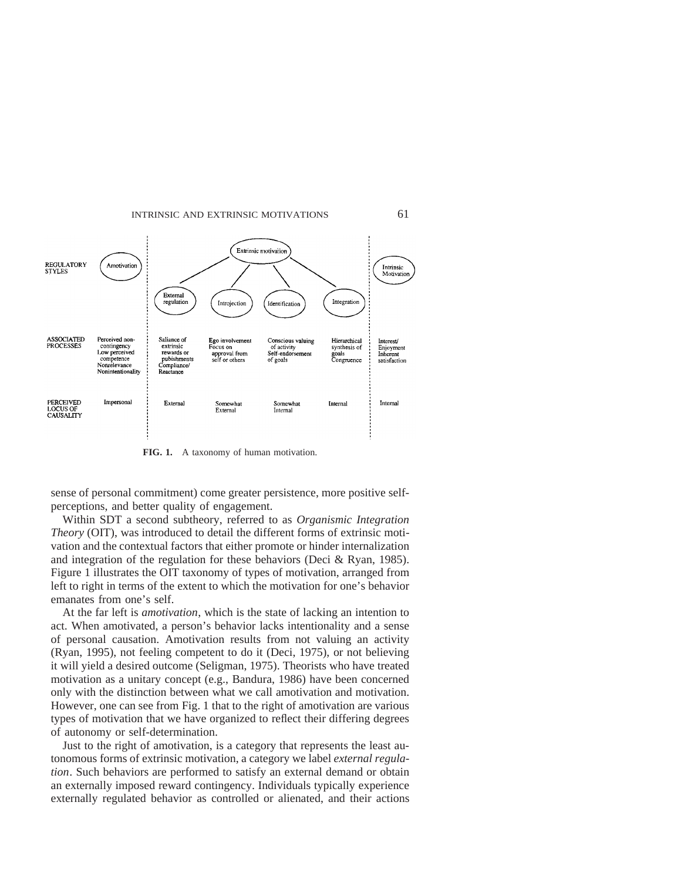| REGULATORY STYLES | Amotivation | Extrinsic motivation | | | | Intrinsic Motivation |
|---|---|---|---|---|---|---|
| | | External regulation | Introjection | Identification | Integration | |
| ASSOCIATED PROCESSES | Perceived non-contingency Low perceived competence Nonrelevance Nonintentionality | Saliance of extrinsic rewards or pubishments Compliance/ Reactance | Ego involvement Focus on approval from self or others | Conscious valuing of activity Self-endorsement of goals | Hierarchical synthesis of goals Congruence | Interest/ Enjoyment Inherent satisfaction |
| PERCEIVED LOCUS OF CAUSALITY | Impersonal | External | Somewhat External | Somewhat Internal | Internal | Internal |

**FIG. 1.** A taxonomy of human motivation.

sense of personal commitment) come greater persistence, more positive self-perceptions, and better quality of engagement.

Within SDT a second subtheory, referred to as *Organismic Integration Theory* (OIT), was introduced to detail the different forms of extrinsic motivation and the contextual factors that either promote or hinder internalization and integration of the regulation for these behaviors (Deci & Ryan, 1985). Figure 1 illustrates the OIT taxonomy of types of motivation, arranged from left to right in terms of the extent to which the motivation for one's behavior emanates from one's self.

At the far left is *amotivation*, which is the state of lacking an intention to act. When amotivated, a person's behavior lacks intentionality and a sense of personal causation. Amotivation results from not valuing an activity (Ryan, 1995), not feeling competent to do it (Deci, 1975), or not believing it will yield a desired outcome (Seligman, 1975). Theorists who have treated motivation as a unitary concept (e.g., Bandura, 1986) have been concerned only with the distinction between what we call amotivation and motivation. However, one can see from Fig. 1 that to the right of amotivation are various types of motivation that we have organized to reflect their differing degrees of autonomy or self-determination.

Just to the right of amotivation, is a category that represents the least autonomous forms of extrinsic motivation, a category we label *external regulation*. Such behaviors are performed to satisfy an external demand or obtain an externally imposed reward contingency. Individuals typically experience externally regulated behavior as controlled or alienated, and their actions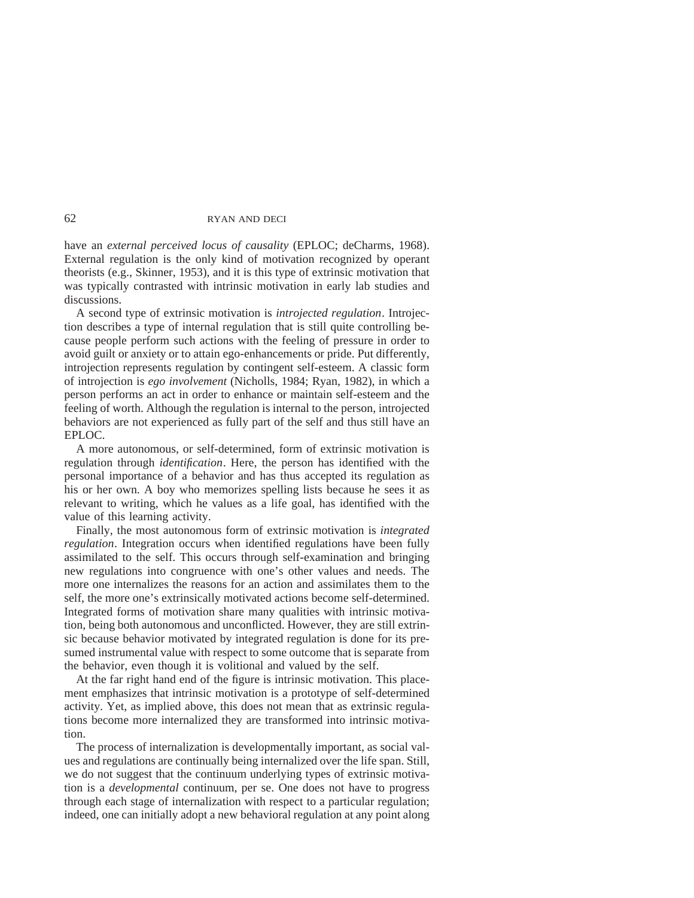have an *external perceived locus of causality* (EPLOC; deCharms, 1968). External regulation is the only kind of motivation recognized by operant theorists (e.g., Skinner, 1953), and it is this type of extrinsic motivation that was typically contrasted with intrinsic motivation in early lab studies and discussions.

A second type of extrinsic motivation is *introjected regulation*. Introjection describes a type of internal regulation that is still quite controlling because people perform such actions with the feeling of pressure in order to avoid guilt or anxiety or to attain ego-enhancements or pride. Put differently, introjection represents regulation by contingent self-esteem. A classic form of introjection is *ego involvement* (Nicholls, 1984; Ryan, 1982), in which a person performs an act in order to enhance or maintain self-esteem and the feeling of worth. Although the regulation is internal to the person, introjected behaviors are not experienced as fully part of the self and thus still have an EPLOC.

A more autonomous, or self-determined, form of extrinsic motivation is regulation through *identification*. Here, the person has identified with the personal importance of a behavior and has thus accepted its regulation as his or her own. A boy who memorizes spelling lists because he sees it as relevant to writing, which he values as a life goal, has identified with the value of this learning activity.

Finally, the most autonomous form of extrinsic motivation is *integrated regulation*. Integration occurs when identified regulations have been fully assimilated to the self. This occurs through self-examination and bringing new regulations into congruence with one's other values and needs. The more one internalizes the reasons for an action and assimilates them to the self, the more one's extrinsically motivated actions become self-determined. Integrated forms of motivation share many qualities with intrinsic motivation, being both autonomous and unconflicted. However, they are still extrinsic because behavior motivated by integrated regulation is done for its presumed instrumental value with respect to some outcome that is separate from the behavior, even though it is volitional and valued by the self.

At the far right hand end of the figure is intrinsic motivation. This placement emphasizes that intrinsic motivation is a prototype of self-determined activity. Yet, as implied above, this does not mean that as extrinsic regulations become more internalized they are transformed into intrinsic motivation.

The process of internalization is developmentally important, as social values and regulations are continually being internalized over the life span. Still, we do not suggest that the continuum underlying types of extrinsic motivation is a *developmental* continuum, per se. One does not have to progress through each stage of internalization with respect to a particular regulation; indeed, one can initially adopt a new behavioral regulation at any point along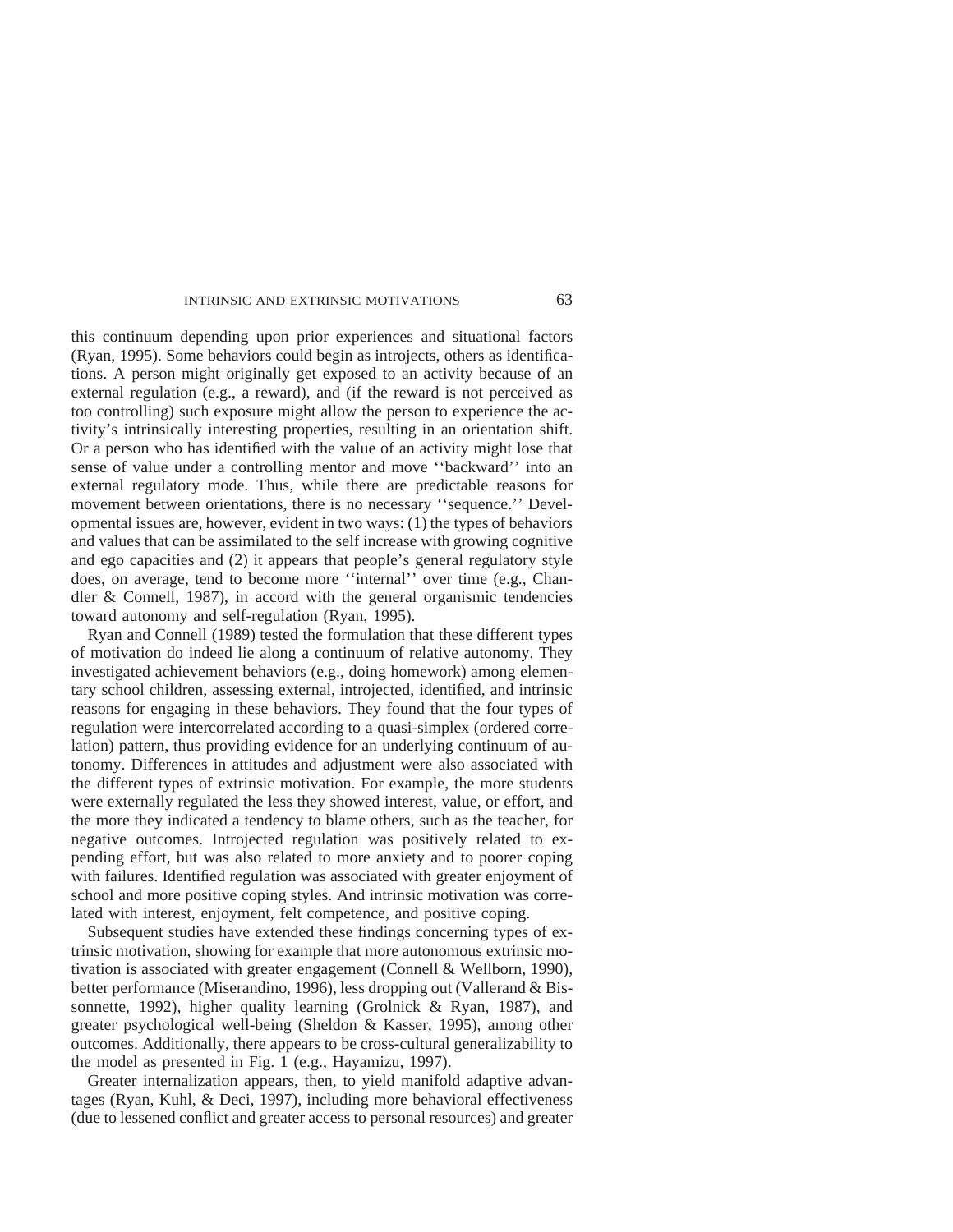this continuum depending upon prior experiences and situational factors (Ryan, 1995). Some behaviors could begin as introjects, others as identifications. A person might originally get exposed to an activity because of an external regulation (e.g., a reward), and (if the reward is not perceived as too controlling) such exposure might allow the person to experience the activity's intrinsically interesting properties, resulting in an orientation shift. Or a person who has identified with the value of an activity might lose that sense of value under a controlling mentor and move ''backward'' into an external regulatory mode. Thus, while there are predictable reasons for movement between orientations, there is no necessary ''sequence.'' Developmental issues are, however, evident in two ways: (1) the types of behaviors and values that can be assimilated to the self increase with growing cognitive and ego capacities and (2) it appears that people's general regulatory style does, on average, tend to become more ''internal'' over time (e.g., Chandler & Connell, 1987), in accord with the general organismic tendencies toward autonomy and self-regulation (Ryan, 1995).

Ryan and Connell (1989) tested the formulation that these different types of motivation do indeed lie along a continuum of relative autonomy. They investigated achievement behaviors (e.g., doing homework) among elementary school children, assessing external, introjected, identified, and intrinsic reasons for engaging in these behaviors. They found that the four types of regulation were intercorrelated according to a quasi-simplex (ordered correlation) pattern, thus providing evidence for an underlying continuum of autonomy. Differences in attitudes and adjustment were also associated with the different types of extrinsic motivation. For example, the more students were externally regulated the less they showed interest, value, or effort, and the more they indicated a tendency to blame others, such as the teacher, for negative outcomes. Introjected regulation was positively related to expending effort, but was also related to more anxiety and to poorer coping with failures. Identified regulation was associated with greater enjoyment of school and more positive coping styles. And intrinsic motivation was correlated with interest, enjoyment, felt competence, and positive coping.

Subsequent studies have extended these findings concerning types of extrinsic motivation, showing for example that more autonomous extrinsic motivation is associated with greater engagement (Connell & Wellborn, 1990), better performance (Miserandino, 1996), less dropping out (Vallerand & Bissonnette, 1992), higher quality learning (Grolnick & Ryan, 1987), and greater psychological well-being (Sheldon & Kasser, 1995), among other outcomes. Additionally, there appears to be cross-cultural generalizability to the model as presented in Fig. 1 (e.g., Hayamizu, 1997).

Greater internalization appears, then, to yield manifold adaptive advantages (Ryan, Kuhl, & Deci, 1997), including more behavioral effectiveness (due to lessened conflict and greater access to personal resources) and greater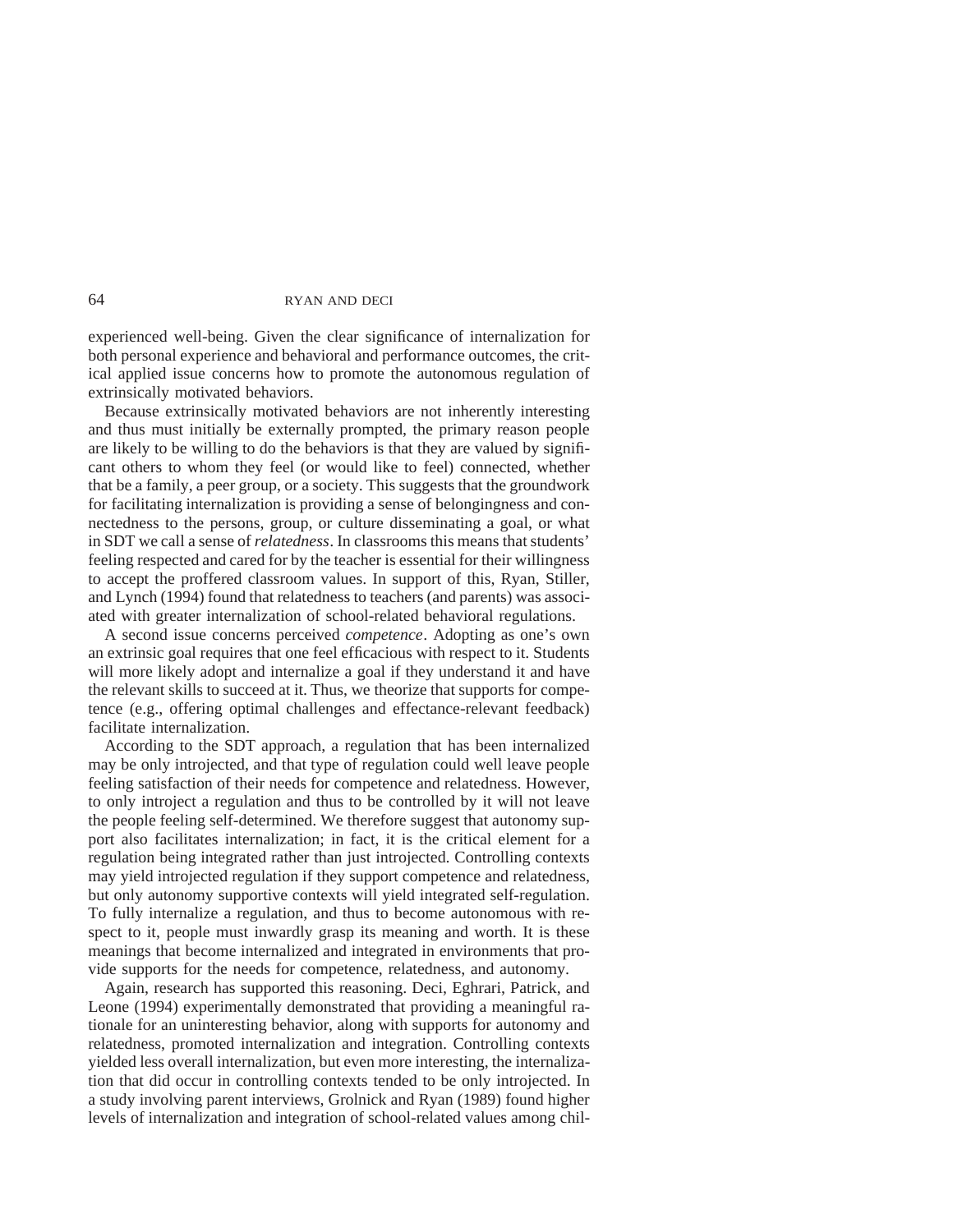experienced well-being. Given the clear significance of internalization for both personal experience and behavioral and performance outcomes, the critical applied issue concerns how to promote the autonomous regulation of extrinsically motivated behaviors.

Because extrinsically motivated behaviors are not inherently interesting and thus must initially be externally prompted, the primary reason people are likely to be willing to do the behaviors is that they are valued by significant others to whom they feel (or would like to feel) connected, whether that be a family, a peer group, or a society. This suggests that the groundwork for facilitating internalization is providing a sense of belongingness and connectedness to the persons, group, or culture disseminating a goal, or what in SDT we call a sense of *relatedness*. In classrooms this means that students' feeling respected and cared for by the teacher is essential for their willingness to accept the proffered classroom values. In support of this, Ryan, Stiller, and Lynch (1994) found that relatedness to teachers (and parents) was associated with greater internalization of school-related behavioral regulations.

A second issue concerns perceived *competence*. Adopting as one's own an extrinsic goal requires that one feel efficacious with respect to it. Students will more likely adopt and internalize a goal if they understand it and have the relevant skills to succeed at it. Thus, we theorize that supports for competence (e.g., offering optimal challenges and effectance-relevant feedback) facilitate internalization.

According to the SDT approach, a regulation that has been internalized may be only introjected, and that type of regulation could well leave people feeling satisfaction of their needs for competence and relatedness. However, to only introject a regulation and thus to be controlled by it will not leave the people feeling self-determined. We therefore suggest that autonomy support also facilitates internalization; in fact, it is the critical element for a regulation being integrated rather than just introjected. Controlling contexts may yield introjected regulation if they support competence and relatedness, but only autonomy supportive contexts will yield integrated self-regulation. To fully internalize a regulation, and thus to become autonomous with respect to it, people must inwardly grasp its meaning and worth. It is these meanings that become internalized and integrated in environments that provide supports for the needs for competence, relatedness, and autonomy.

Again, research has supported this reasoning. Deci, Eghrari, Patrick, and Leone (1994) experimentally demonstrated that providing a meaningful rationale for an uninteresting behavior, along with supports for autonomy and relatedness, promoted internalization and integration. Controlling contexts yielded less overall internalization, but even more interesting, the internalization that did occur in controlling contexts tended to be only introjected. In a study involving parent interviews, Grolnick and Ryan (1989) found higher levels of internalization and integration of school-related values among chil-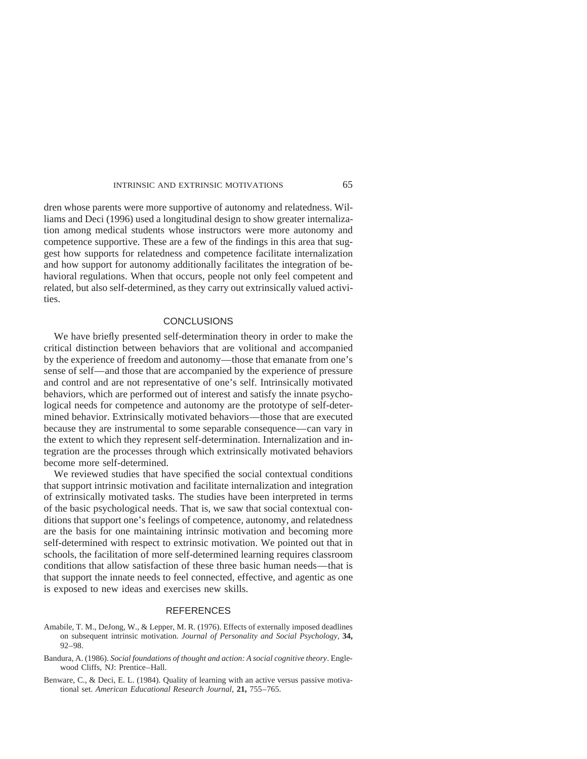dren whose parents were more supportive of autonomy and relatedness. Williams and Deci (1996) used a longitudinal design to show greater internalization among medical students whose instructors were more autonomy and competence supportive. These are a few of the findings in this area that suggest how supports for relatedness and competence facilitate internalization and how support for autonomy additionally facilitates the integration of behavioral regulations. When that occurs, people not only feel competent and related, but also self-determined, as they carry out extrinsically valued activities.

## CONCLUSIONS

We have briefly presented self-determination theory in order to make the critical distinction between behaviors that are volitional and accompanied by the experience of freedom and autonomy—those that emanate from one's sense of self—and those that are accompanied by the experience of pressure and control and are not representative of one's self. Intrinsically motivated behaviors, which are performed out of interest and satisfy the innate psychological needs for competence and autonomy are the prototype of self-determined behavior. Extrinsically motivated behaviors—those that are executed because they are instrumental to some separable consequence—can vary in the extent to which they represent self-determination. Internalization and integration are the processes through which extrinsically motivated behaviors become more self-determined.

We reviewed studies that have specified the social contextual conditions that support intrinsic motivation and facilitate internalization and integration of extrinsically motivated tasks. The studies have been interpreted in terms of the basic psychological needs. That is, we saw that social contextual conditions that support one's feelings of competence, autonomy, and relatedness are the basis for one maintaining intrinsic motivation and becoming more self-determined with respect to extrinsic motivation. We pointed out that in schools, the facilitation of more self-determined learning requires classroom conditions that allow satisfaction of these three basic human needs—that is that support the innate needs to feel connected, effective, and agentic as one is exposed to new ideas and exercises new skills.

## REFERENCES

Amabile, T. M., DeJong, W., & Lepper, M. R. (1976). Effects of externally imposed deadlines on subsequent intrinsic motivation. *Journal of Personality and Social Psychology*, **34,** 92–98.

Bandura, A. (1986). *Social foundations of thought and action: A social cognitive theory*. Englewood Cliffs, NJ: Prentice–Hall.

Benware, C., & Deci, E. L. (1984). Quality of learning with an active versus passive motivational set. *American Educational Research Journal*, **21,** 755–765.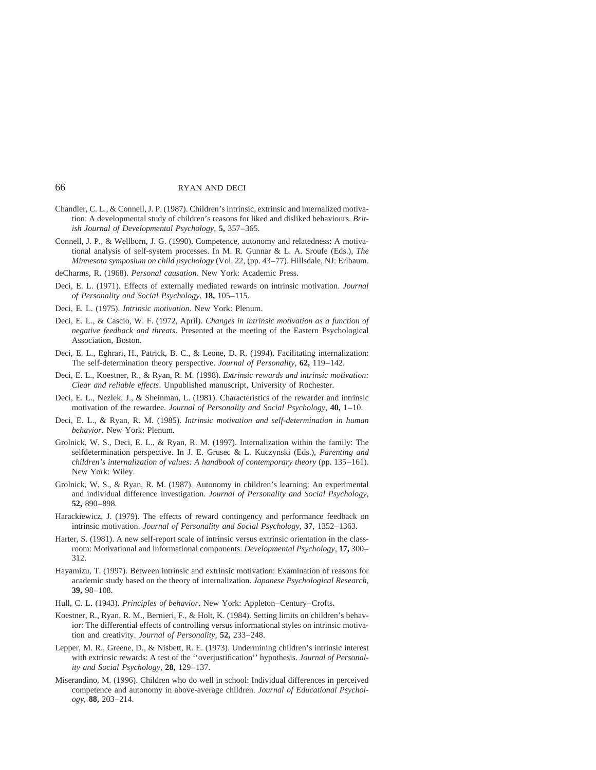Chandler, C. L., & Connell, J. P. (1987). Children's intrinsic, extrinsic and internalized motivation: A developmental study of children's reasons for liked and disliked behaviours. *British Journal of Developmental Psychology,* **5,** 357–365.

Connell, J. P., & Wellborn, J. G. (1990). Competence, autonomy and relatedness: A motivational analysis of self-system processes. In M. R. Gunnar & L. A. Sroufe (Eds.), *The Minnesota symposium on child psychology* (Vol. 22, (pp. 43–77). Hillsdale, NJ: Erlbaum.

deCharms, R. (1968). *Personal causation*. New York: Academic Press.

Deci, E. L. (1971). Effects of externally mediated rewards on intrinsic motivation. *Journal of Personality and Social Psychology,* **18,** 105–115.

Deci, E. L. (1975). *Intrinsic motivation*. New York: Plenum.

Deci, E. L., & Cascio, W. F. (1972, April). *Changes in intrinsic motivation as a function of negative feedback and threats*. Presented at the meeting of the Eastern Psychological Association, Boston.

Deci, E. L., Eghrari, H., Patrick, B. C., & Leone, D. R. (1994). Facilitating internalization: The self-determination theory perspective. *Journal of Personality,* **62,** 119–142.

Deci, E. L., Koestner, R., & Ryan, R. M. (1998). *Extrinsic rewards and intrinsic motivation: Clear and reliable effects*. Unpublished manuscript, University of Rochester.

Deci, E. L., Nezlek, J., & Sheinman, L. (1981). Characteristics of the rewarder and intrinsic motivation of the rewardee. *Journal of Personality and Social Psychology,* **40,** 1–10.

Deci, E. L., & Ryan, R. M. (1985). *Intrinsic motivation and self-determination in human behavior*. New York: Plenum.

Grolnick, W. S., Deci, E. L., & Ryan, R. M. (1997). Internalization within the family: The selfdetermination perspective. In J. E. Grusec & L. Kuczynski (Eds.), *Parenting and children's internalization of values: A handbook of contemporary theory* (pp. 135–161). New York: Wiley.

Grolnick, W. S., & Ryan, R. M. (1987). Autonomy in children's learning: An experimental and individual difference investigation. *Journal of Personality and Social Psychology,* **52,** 890–898.

Harackiewicz, J. (1979). The effects of reward contingency and performance feedback on intrinsic motivation. *Journal of Personality and Social Psychology,* **37**, 1352–1363.

Harter, S. (1981). A new self-report scale of intrinsic versus extrinsic orientation in the classroom: Motivational and informational components. *Developmental Psychology,* **17,** 300–312.

Hayamizu, T. (1997). Between intrinsic and extrinsic motivation: Examination of reasons for academic study based on the theory of internalization. *Japanese Psychological Research,* **39,** 98–108.

Hull, C. L. (1943). *Principles of behavior*. New York: Appleton–Century–Crofts.

Koestner, R., Ryan, R. M., Bernieri, F., & Holt, K. (1984). Setting limits on children's behavior: The differential effects of controlling versus informational styles on intrinsic motivation and creativity. *Journal of Personality,* **52,** 233–248.

Lepper, M. R., Greene, D., & Nisbett, R. E. (1973). Undermining children's intrinsic interest with extrinsic rewards: A test of the ''overjustification'' hypothesis. *Journal of Personality and Social Psychology,* **28,** 129–137.

Miserandino, M. (1996). Children who do well in school: Individual differences in perceived competence and autonomy in above-average children. *Journal of Educational Psychology,* **88,** 203–214.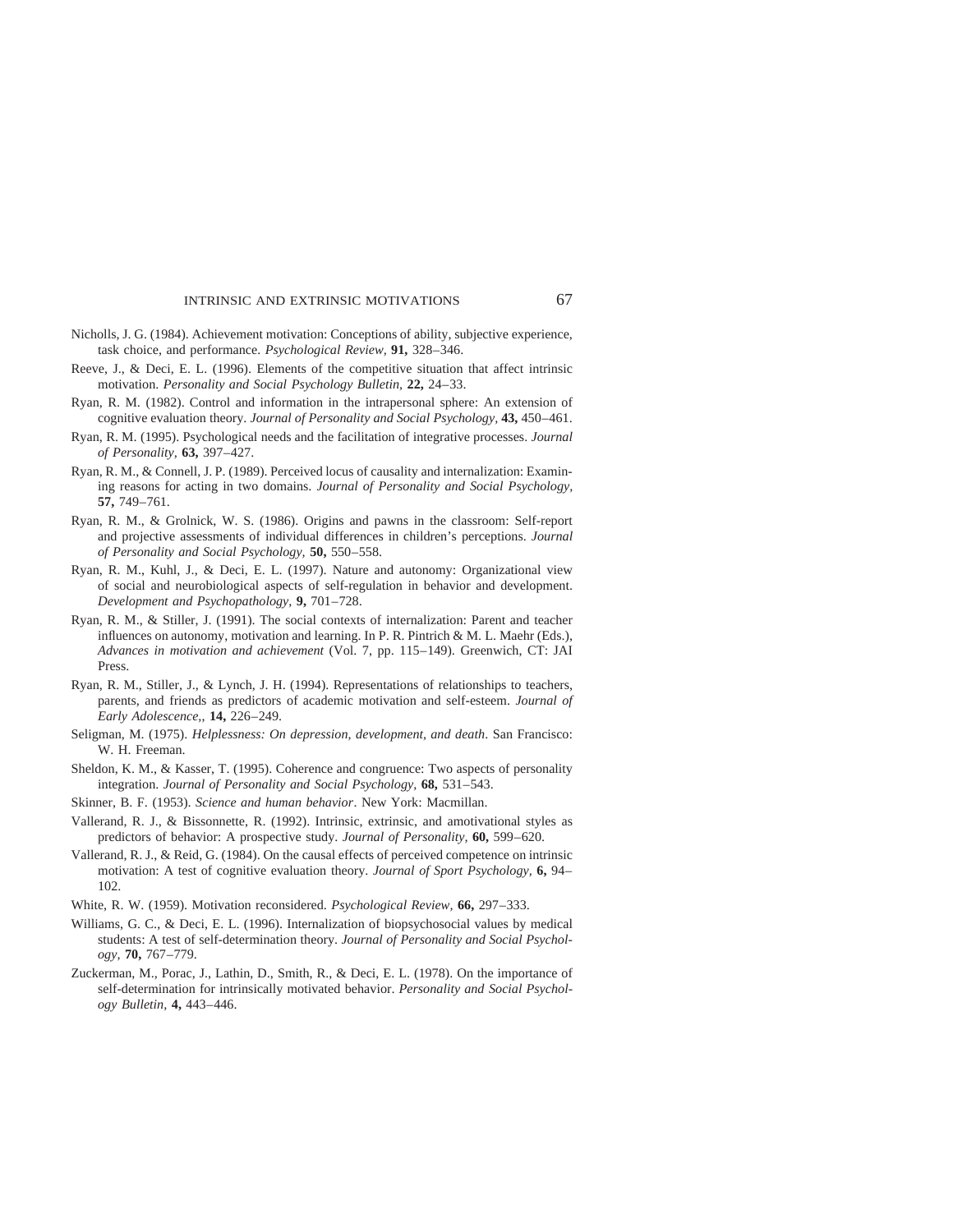Nicholls, J. G. (1984). Achievement motivation: Conceptions of ability, subjective experience, task choice, and performance. *Psychological Review,* **91,** 328–346.

Reeve, J., & Deci, E. L. (1996). Elements of the competitive situation that affect intrinsic motivation. *Personality and Social Psychology Bulletin,* **22,** 24–33.

Ryan, R. M. (1982). Control and information in the intrapersonal sphere: An extension of cognitive evaluation theory. *Journal of Personality and Social Psychology,* **43,** 450–461.

Ryan, R. M. (1995). Psychological needs and the facilitation of integrative processes. *Journal of Personality,* **63,** 397–427.

Ryan, R. M., & Connell, J. P. (1989). Perceived locus of causality and internalization: Examining reasons for acting in two domains. *Journal of Personality and Social Psychology,* **57,** 749–761.

Ryan, R. M., & Grolnick, W. S. (1986). Origins and pawns in the classroom: Self-report and projective assessments of individual differences in children's perceptions. *Journal of Personality and Social Psychology,* **50,** 550–558.

Ryan, R. M., Kuhl, J., & Deci, E. L. (1997). Nature and autonomy: Organizational view of social and neurobiological aspects of self-regulation in behavior and development. *Development and Psychopathology,* **9,** 701–728.

Ryan, R. M., & Stiller, J. (1991). The social contexts of internalization: Parent and teacher influences on autonomy, motivation and learning. In P. R. Pintrich & M. L. Maehr (Eds.), *Advances in motivation and achievement* (Vol. 7, pp. 115–149). Greenwich, CT: JAI Press.

Ryan, R. M., Stiller, J., & Lynch, J. H. (1994). Representations of relationships to teachers, parents, and friends as predictors of academic motivation and self-esteem. *Journal of Early Adolescence,*, **14,** 226–249.

Seligman, M. (1975). *Helplessness: On depression, development, and death*. San Francisco: W. H. Freeman.

Sheldon, K. M., & Kasser, T. (1995). Coherence and congruence: Two aspects of personality integration. *Journal of Personality and Social Psychology,* **68,** 531–543.

Skinner, B. F. (1953). *Science and human behavior*. New York: Macmillan.

Vallerand, R. J., & Bissonnette, R. (1992). Intrinsic, extrinsic, and amotivational styles as predictors of behavior: A prospective study. *Journal of Personality,* **60,** 599–620.

Vallerand, R. J., & Reid, G. (1984). On the causal effects of perceived competence on intrinsic motivation: A test of cognitive evaluation theory. *Journal of Sport Psychology,* **6,** 94–102.

White, R. W. (1959). Motivation reconsidered. *Psychological Review,* **66,** 297–333.

Williams, G. C., & Deci, E. L. (1996). Internalization of biopsychosocial values by medical students: A test of self-determination theory. *Journal of Personality and Social Psychology,* **70,** 767–779.

Zuckerman, M., Porac, J., Lathin, D., Smith, R., & Deci, E. L. (1978). On the importance of self-determination for intrinsically motivated behavior. *Personality and Social Psychology Bulletin,* **4,** 443–446.